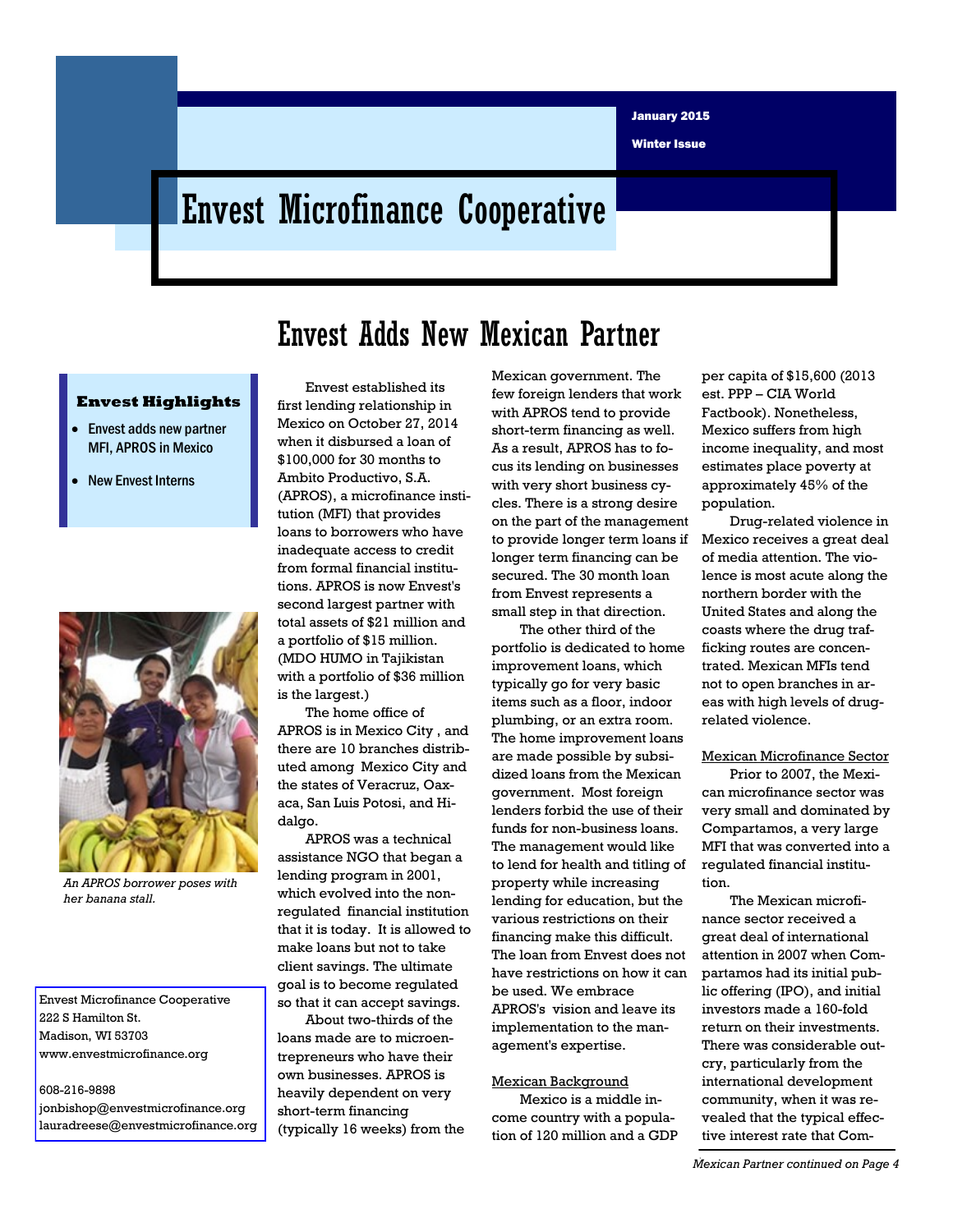January 2015

Winter Issue

# Envest Microfinance Cooperative

**Envest Highlights**

- Envest adds new partner MFI, APROS in Mexico
- New Envest Interns

*An APROS borrower poses with her banana stall.*

Envest Microfinance Cooperative
222 S Hamilton St.
Madison, WI 53703
www.envestmicrofinance.org

608-216-9898
jonbishop@envestmicrofinance.org
lauradreese@envestmicrofinance.org

## Envest Adds New Mexican Partner

Envest established its first lending relationship in Mexico on October 27, 2014 when it disbursed a loan of $100,000 for 30 months to Ambito Productivo, S.A. (APROS), a microfinance institution (MFI) that provides loans to borrowers who have inadequate access to credit from formal financial institutions. APROS is now Envest's second largest partner with total assets of $21 million and a portfolio of $15 million. (MDO HUMO in Tajikistan with a portfolio of $36 million is the largest.)

The home office of APROS is in Mexico City , and there are 10 branches distributed among Mexico City and the states of Veracruz, Oaxaca, San Luis Potosi, and Hidalgo.

APROS was a technical assistance NGO that began a lending program in 2001, which evolved into the non-regulated financial institution that it is today. It is allowed to make loans but not to take client savings. The ultimate goal is to become regulated so that it can accept savings.

About two-thirds of the loans made are to microentrepreneurs who have their own businesses. APROS is heavily dependent on very short-term financing (typically 16 weeks) from the Mexican government. The few foreign lenders that work with APROS tend to provide short-term financing as well. As a result, APROS has to focus its lending on businesses with very short business cycles. There is a strong desire on the part of the management to provide longer term loans if longer term financing can be secured. The 30 month loan from Envest represents a small step in that direction.

The other third of the portfolio is dedicated to home improvement loans, which typically go for very basic items such as a floor, indoor plumbing, or an extra room. The home improvement loans are made possible by subsidized loans from the Mexican government. Most foreign lenders forbid the use of their funds for non-business loans. The management would like to lend for health and titling of property while increasing lending for education, but the various restrictions on their financing make this difficult. The loan from Envest does not have restrictions on how it can be used. We embrace APROS's vision and leave its implementation to the management's expertise.

### Mexican Background

Mexico is a middle income country with a population of 120 million and a GDP per capita of $15,600 (2013 est. PPP – CIA World Factbook). Nonetheless, Mexico suffers from high income inequality, and most estimates place poverty at approximately 45% of the population.

Drug-related violence in Mexico receives a great deal of media attention. The violence is most acute along the northern border with the United States and along the coasts where the drug trafficking routes are concentrated. Mexican MFIs tend not to open branches in areas with high levels of drug-related violence.

### Mexican Microfinance Sector

Prior to 2007, the Mexican microfinance sector was very small and dominated by Compartamos, a very large MFI that was converted into a regulated financial institution.

The Mexican microfinance sector received a great deal of international attention in 2007 when Compartamos had its initial public offering (IPO), and initial investors made a 160-fold return on their investments. There was considerable outcry, particularly from the international development community, when it was revealed that the typical effective interest rate that Com-

*Mexican Partner continued on Page 4*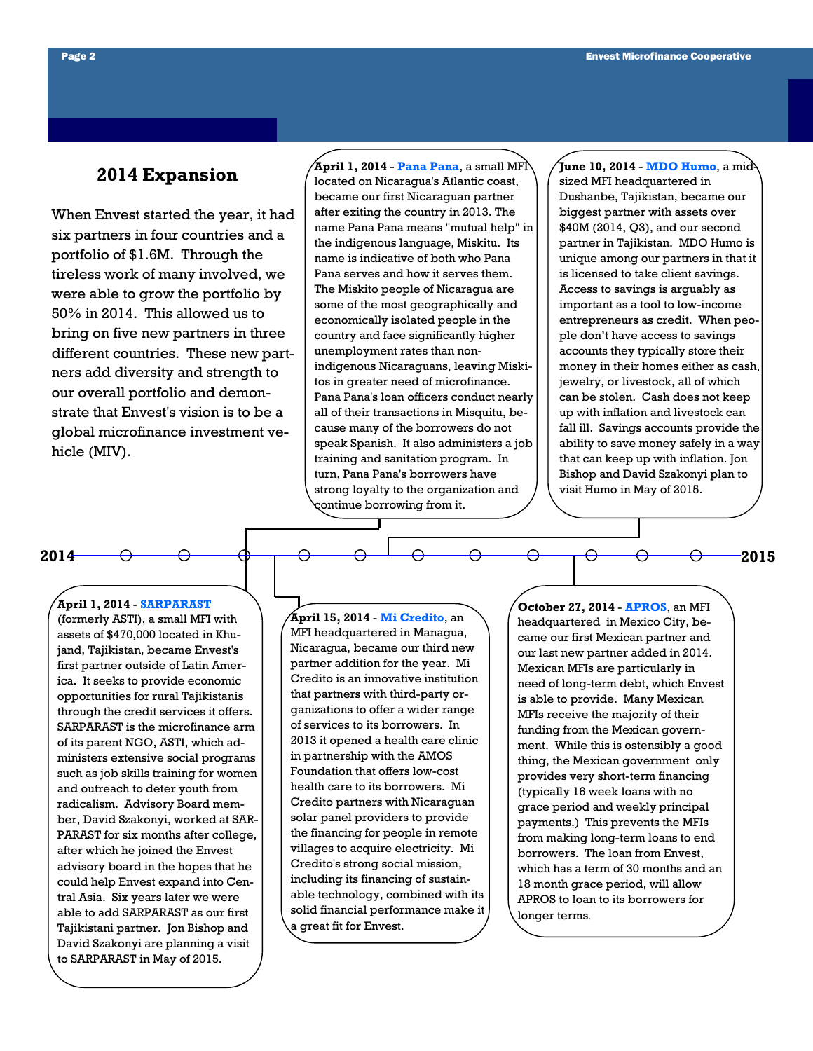## 2014 Expansion

When Envest started the year, it had six partners in four countries and a portfolio of $1.6M. Through the tireless work of many involved, we were able to grow the portfolio by 50% in 2014. This allowed us to bring on five new partners in three different countries. These new partners add diversity and strength to our overall portfolio and demonstrate that Envest's vision is to be a global microfinance investment vehicle (MIV).

**2014** — **2015**

**April 1, 2014 - Pana Pana**, a small MFI located on Nicaragua's Atlantic coast, became our first Nicaraguan partner after exiting the country in 2013. The name Pana Pana means "mutual help" in the indigenous language, Miskitu. Its name is indicative of both who Pana Pana serves and how it serves them. The Miskito people of Nicaragua are some of the most geographically and economically isolated people in the country and face significantly higher unemployment rates than non-indigenous Nicaraguans, leaving Miskitos in greater need of microfinance. Pana Pana's loan officers conduct nearly all of their transactions in Misquitu, because many of the borrowers do not speak Spanish. It also administers a job training and sanitation program. In turn, Pana Pana's borrowers have strong loyalty to the organization and continue borrowing from it.

**April 1, 2014 - SARPARAST** (formerly ASTI), a small MFI with assets of $470,000 located in Khujand, Tajikistan, became Envest's first partner outside of Latin America. It seeks to provide economic opportunities for rural Tajikistanis through the credit services it offers. SARPARAST is the microfinance arm of its parent NGO, ASTI, which administers extensive social programs such as job skills training for women and outreach to deter youth from radicalism. Advisory Board member, David Szakonyi, worked at SARPARAST for six months after college, after which he joined the Envest advisory board in the hopes that he could help Envest expand into Central Asia. Six years later we were able to add SARPARAST as our first Tajikistani partner. Jon Bishop and David Szakonyi are planning a visit to SARPARAST in May of 2015.

**April 15, 2014 - Mi Credito**, an MFI headquartered in Managua, Nicaragua, became our third new partner addition for the year. Mi Credito is an innovative institution that partners with third-party organizations to offer a wider range of services to its borrowers. In 2013 it opened a health care clinic in partnership with the AMOS Foundation that offers low-cost health care to its borrowers. Mi Credito partners with Nicaraguan solar panel providers to provide the financing for people in remote villages to acquire electricity. Mi Credito's strong social mission, including its financing of sustainable technology, combined with its solid financial performance make it a great fit for Envest.

**June 10, 2014 - MDO Humo**, a mid-sized MFI headquartered in Dushanbe, Tajikistan, became our biggest partner with assets over $40M (2014, Q3), and our second partner in Tajikistan. MDO Humo is unique among our partners in that it is licensed to take client savings. Access to savings is arguably as important as a tool to low-income entrepreneurs as credit. When people don't have access to savings accounts they typically store their money in their homes either as cash, jewelry, or livestock, all of which can be stolen. Cash does not keep up with inflation and livestock can fall ill. Savings accounts provide the ability to save money safely in a way that can keep up with inflation. Jon Bishop and David Szakonyi plan to visit Humo in May of 2015.

**October 27, 2014 - APROS**, an MFI headquartered in Mexico City, became our first Mexican partner and our last new partner added in 2014. Mexican MFIs are particularly in need of long-term debt, which Envest is able to provide. Many Mexican MFIs receive the majority of their funding from the Mexican government. While this is ostensibly a good thing, the Mexican government only provides very short-term financing (typically 16 week loans with no grace period and weekly principal payments.) This prevents the MFIs from making long-term loans to end borrowers. The loan from Envest, which has a term of 30 months and an 18 month grace period, will allow APROS to loan to its borrowers for longer terms.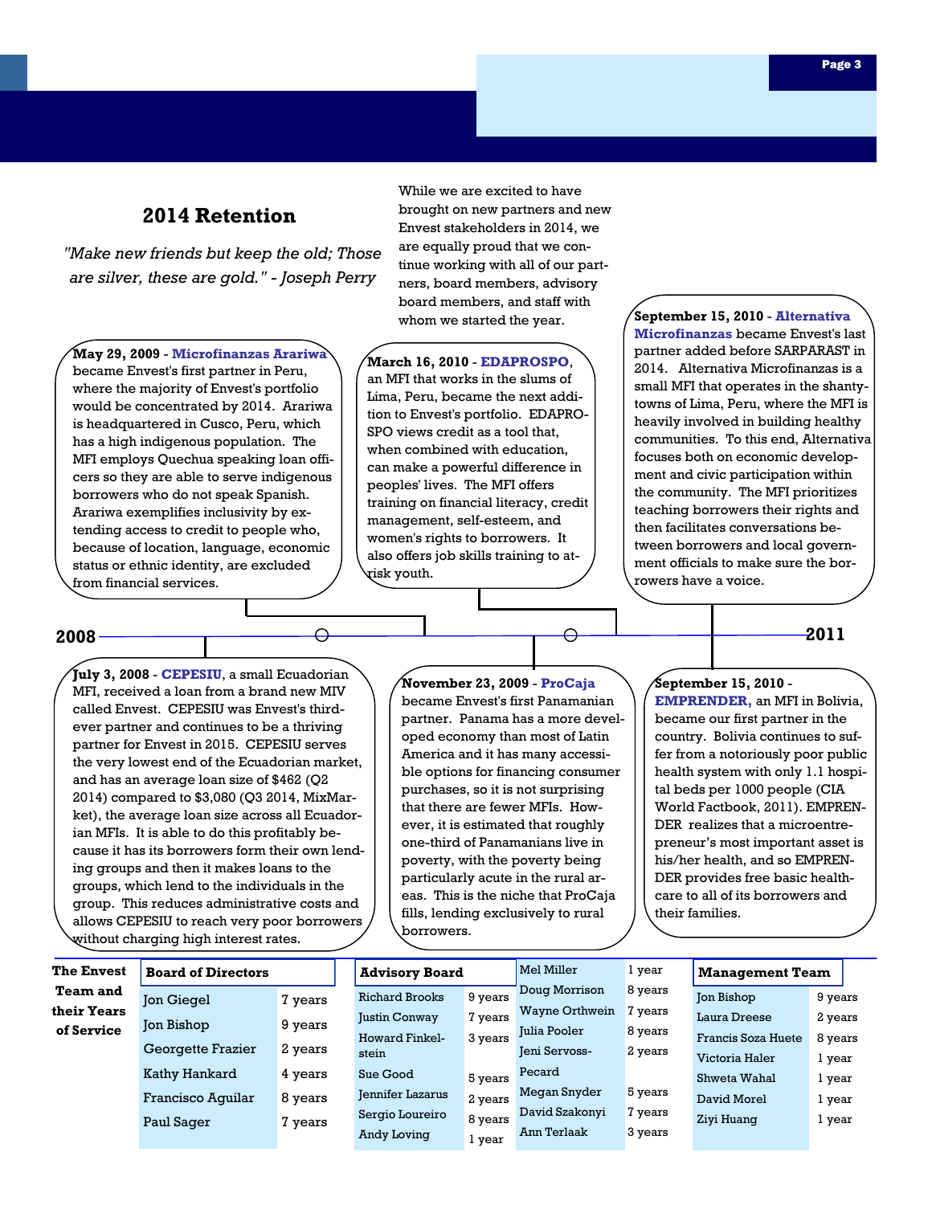## 2014 Retention

*"Make new friends but keep the old; Those are silver, these are gold." - Joseph Perry*

While we are excited to have brought on new partners and new Envest stakeholders in 2014, we are equally proud that we continue working with all of our partners, board members, advisory board members, and staff with whom we started the year.

**2008** — **2011**

**July 3, 2008 - CEPESIU**, a small Ecuadorian MFI, received a loan from a brand new MIV called Envest. CEPESIU was Envest's third-ever partner and continues to be a thriving partner for Envest in 2015. CEPESIU serves the very lowest end of the Ecuadorian market, and has an average loan size of $462 (Q2 2014) compared to $3,080 (Q3 2014, MixMarket), the average loan size across all Ecuadorian MFIs. It is able to do this profitably because it has its borrowers form their own lending groups and then it makes loans to the groups, which lend to the individuals in the group. This reduces administrative costs and allows CEPESIU to reach very poor borrowers without charging high interest rates.

**May 29, 2009 - Microfinanzas Arariwa** became Envest's first partner in Peru, where the majority of Envest's portfolio would be concentrated by 2014. Arariwa is headquartered in Cusco, Peru, which has a high indigenous population. The MFI employs Quechua speaking loan officers so they are able to serve indigenous borrowers who do not speak Spanish. Arariwa exemplifies inclusivity by extending access to credit to people who, because of location, language, economic status or ethnic identity, are excluded from financial services.

**November 23, 2009 - ProCaja** became Envest's first Panamanian partner. Panama has a more developed economy than most of Latin America and it has many accessible options for financing consumer purchases, so it is not surprising that there are fewer MFIs. However, it is estimated that roughly one-third of Panamanians live in poverty, with the poverty being particularly acute in the rural areas. This is the niche that ProCaja fills, lending exclusively to rural borrowers.

**March 16, 2010 - EDAPROSPO**, an MFI that works in the slums of Lima, Peru, became the next addition to Envest's portfolio. EDAPROSPO views credit as a tool that, when combined with education, can make a powerful difference in peoples' lives. The MFI offers training on financial literacy, credit management, self-esteem, and women's rights to borrowers. It also offers job skills training to at-risk youth.

**September 15, 2010 - EMPRENDER,** an MFI in Bolivia, became our first partner in the country. Bolivia continues to suffer from a notoriously poor public health system with only 1.1 hospital beds per 1000 people (CIA World Factbook, 2011). EMPRENDER realizes that a microentrepreneur's most important asset is his/her health, and so EMPRENDER provides free basic healthcare to all of its borrowers and their families.

**September 15, 2010 - Alternativa Microfinanzas** became Envest's last partner added before SARPARAST in 2014. Alternativa Microfinanzas is a small MFI that operates in the shantytowns of Lima, Peru, where the MFI is heavily involved in building healthy communities. To this end, Alternativa focuses both on economic development and civic participation within the community. The MFI prioritizes teaching borrowers their rights and then facilitates conversations between borrowers and local government officials to make sure the borrowers have a voice.

### The Envest Team and their Years of Service

| Board of Directors | |
|---|---|
| Jon Giegel | 7 years |
| Jon Bishop | 9 years |
| Georgette Frazier | 2 years |
| Kathy Hankard | 4 years |
| Francisco Aguilar | 8 years |
| Paul Sager | 7 years |

| Advisory Board | |
|---|---|
| Richard Brooks | 9 years |
| Justin Conway | 7 years |
| Howard Finkelstein | 3 years |
| Sue Good | 5 years |
| Jennifer Lazarus | 2 years |
| Sergio Loureiro | 8 years |
| Andy Loving | 1 year |
| Mel Miller | 1 year |
| Doug Morrison | 8 years |
| Wayne Orthwein | 7 years |
| Julia Pooler | 8 years |
| Jeni Servoss-Pecard | 2 years |
| Megan Snyder | 5 years |
| David Szakonyi | 7 years |
| Ann Terlaak | 3 years |

| Management Team | |
|---|---|
| Jon Bishop | 9 years |
| Laura Dreese | 2 years |
| Francis Soza Huete | 8 years |
| Victoria Haler | 1 year |
| Shweta Wahal | 1 year |
| David Morel | 1 year |
| Ziyi Huang | 1 year |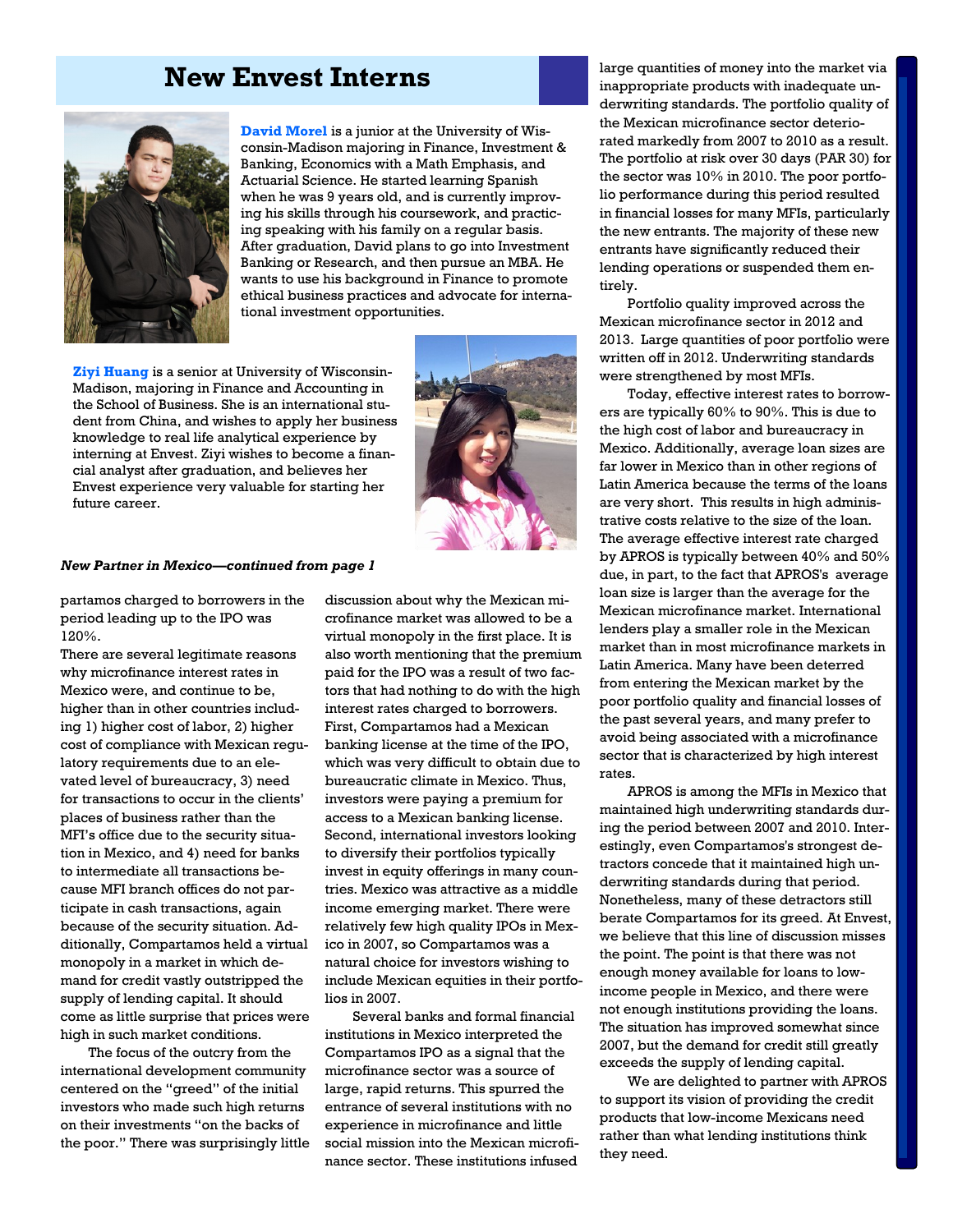## New Envest Interns

**David Morel** is a junior at the University of Wisconsin-Madison majoring in Finance, Investment & Banking, Economics with a Math Emphasis, and Actuarial Science. He started learning Spanish when he was 9 years old, and is currently improving his skills through his coursework, and practicing speaking with his family on a regular basis. After graduation, David plans to go into Investment Banking or Research, and then pursue an MBA. He wants to use his background in Finance to promote ethical business practices and advocate for international investment opportunities.

**Ziyi Huang** is a senior at University of Wisconsin-Madison, majoring in Finance and Accounting in the School of Business. She is an international student from China, and wishes to apply her business knowledge to real life analytical experience by interning at Envest. Ziyi wishes to become a financial analyst after graduation, and believes her Envest experience very valuable for starting her future career.

***New Partner in Mexico—continued from page 1***

partamos charged to borrowers in the period leading up to the IPO was 120%.

There are several legitimate reasons why microfinance interest rates in Mexico were, and continue to be, higher than in other countries including 1) higher cost of labor, 2) higher cost of compliance with Mexican regulatory requirements due to an elevated level of bureaucracy, 3) need for transactions to occur in the clients' places of business rather than the MFI's office due to the security situation in Mexico, and 4) need for banks to intermediate all transactions because MFI branch offices do not participate in cash transactions, again because of the security situation. Additionally, Compartamos held a virtual monopoly in a market in which demand for credit vastly outstripped the supply of lending capital. It should come as little surprise that prices were high in such market conditions.

The focus of the outcry from the international development community centered on the "greed" of the initial investors who made such high returns on their investments "on the backs of the poor." There was surprisingly little discussion about why the Mexican microfinance market was allowed to be a virtual monopoly in the first place. It is also worth mentioning that the premium paid for the IPO was a result of two factors that had nothing to do with the high interest rates charged to borrowers. First, Compartamos had a Mexican banking license at the time of the IPO, which was very difficult to obtain due to bureaucratic climate in Mexico. Thus, investors were paying a premium for access to a Mexican banking license. Second, international investors looking to diversify their portfolios typically invest in equity offerings in many countries. Mexico was attractive as a middle income emerging market. There were relatively few high quality IPOs in Mexico in 2007, so Compartamos was a natural choice for investors wishing to include Mexican equities in their portfolios in 2007.

Several banks and formal financial institutions in Mexico interpreted the Compartamos IPO as a signal that the microfinance sector was a source of large, rapid returns. This spurred the entrance of several institutions with no experience in microfinance and little social mission into the Mexican microfinance sector. These institutions infused large quantities of money into the market via inappropriate products with inadequate underwriting standards. The portfolio quality of the Mexican microfinance sector deteriorated markedly from 2007 to 2010 as a result. The portfolio at risk over 30 days (PAR 30) for the sector was 10% in 2010. The poor portfolio performance during this period resulted in financial losses for many MFIs, particularly the new entrants. The majority of these new entrants have significantly reduced their lending operations or suspended them entirely.

Portfolio quality improved across the Mexican microfinance sector in 2012 and 2013. Large quantities of poor portfolio were written off in 2012. Underwriting standards were strengthened by most MFIs.

Today, effective interest rates to borrowers are typically 60% to 90%. This is due to the high cost of labor and bureaucracy in Mexico. Additionally, average loan sizes are far lower in Mexico than in other regions of Latin America because the terms of the loans are very short. This results in high administrative costs relative to the size of the loan. The average effective interest rate charged by APROS is typically between 40% and 50% due, in part, to the fact that APROS's average loan size is larger than the average for the Mexican microfinance market. International lenders play a smaller role in the Mexican market than in most microfinance markets in Latin America. Many have been deterred from entering the Mexican market by the poor portfolio quality and financial losses of the past several years, and many prefer to avoid being associated with a microfinance sector that is characterized by high interest rates.

APROS is among the MFIs in Mexico that maintained high underwriting standards during the period between 2007 and 2010. Interestingly, even Compartamos's strongest detractors concede that it maintained high underwriting standards during that period. Nonetheless, many of these detractors still berate Compartamos for its greed. At Envest, we believe that this line of discussion misses the point. The point is that there was not enough money available for loans to low-income people in Mexico, and there were not enough institutions providing the loans. The situation has improved somewhat since 2007, but the demand for credit still greatly exceeds the supply of lending capital.

We are delighted to partner with APROS to support its vision of providing the credit products that low-income Mexicans need rather than what lending institutions think they need.